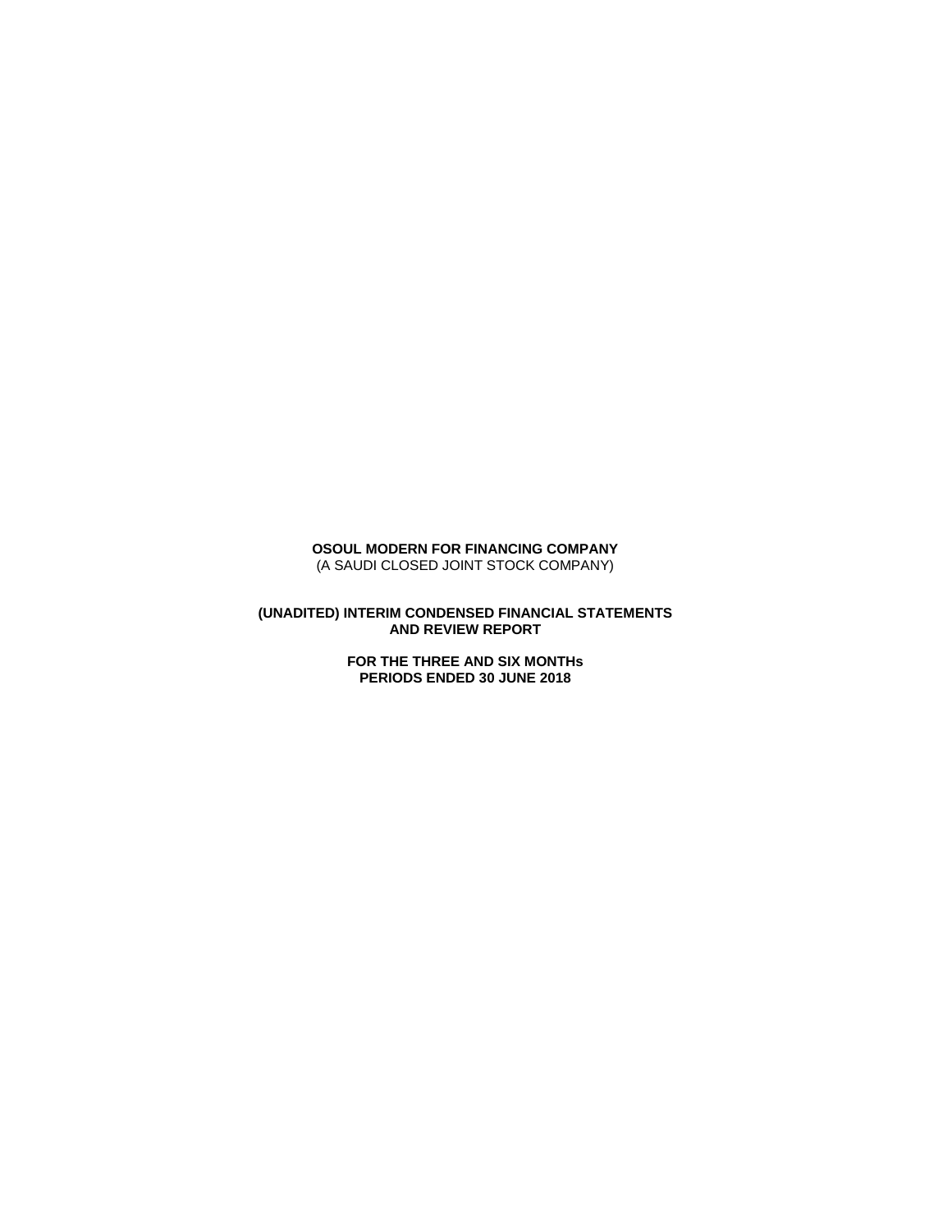**OSOUL MODERN FOR FINANCING COMPANY**
(A SAUDI CLOSED JOINT STOCK COMPANY)

**(UNADITED) INTERIM CONDENSED FINANCIAL STATEMENTS AND REVIEW REPORT**

**FOR THE THREE AND SIX MONTHs PERIODS ENDED 30 JUNE 2018**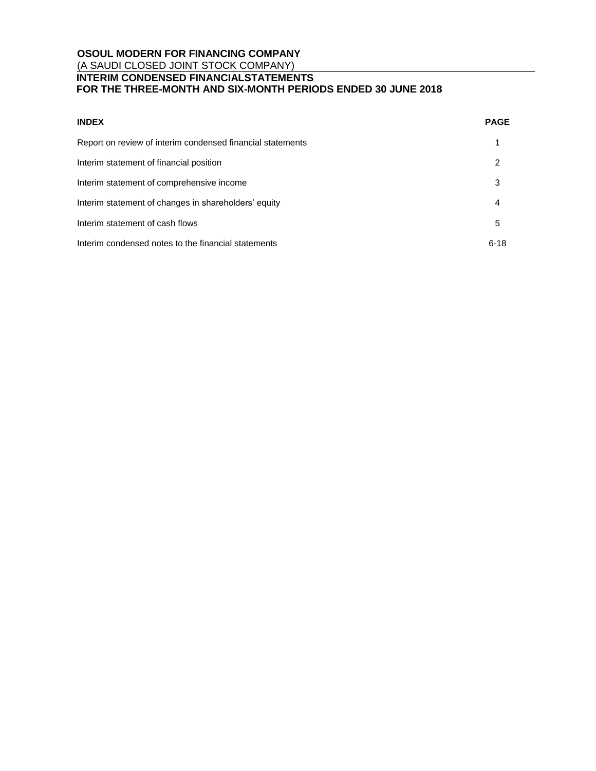**OSOUL MODERN FOR FINANCING COMPANY**
(A SAUDI CLOSED JOINT STOCK COMPANY)
**INTERIM CONDENSED FINANCIALSTATEMENTS**
**FOR THE THREE-MONTH AND SIX-MONTH PERIODS ENDED 30 JUNE 2018**

| **INDEX** | **PAGE** |
|---|---|
| Report on review of interim condensed financial statements | 1 |
| Interim statement of financial position | 2 |
| Interim statement of comprehensive income | 3 |
| Interim statement of changes in shareholders' equity | 4 |
| Interim statement of cash flows | 5 |
| Interim condensed notes to the financial statements | 6-18 |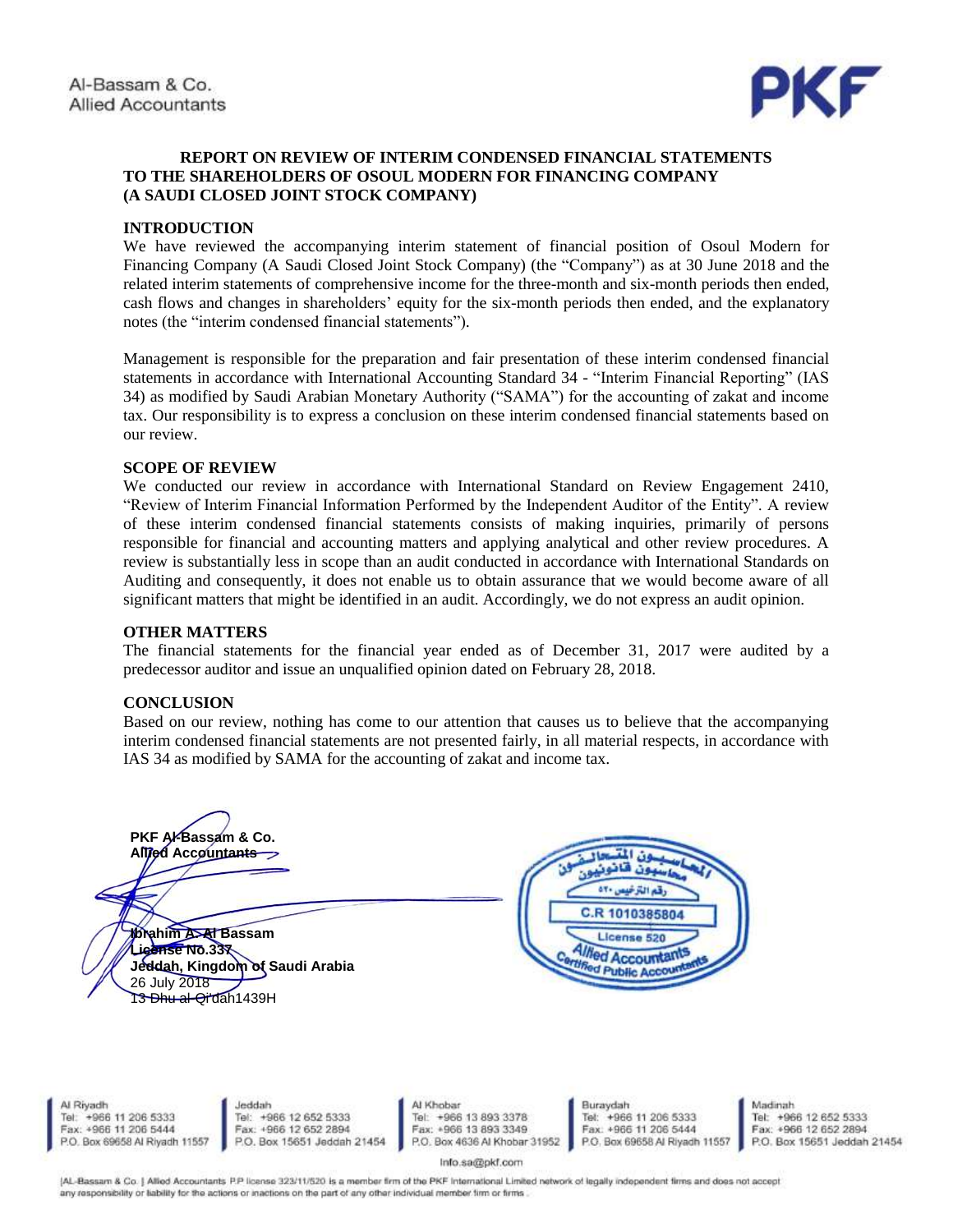Al-Bassam & Co.
Allied Accountants

PKF

**REPORT ON REVIEW OF INTERIM CONDENSED FINANCIAL STATEMENTS TO THE SHAREHOLDERS OF OSOUL MODERN FOR FINANCING COMPANY (A SAUDI CLOSED JOINT STOCK COMPANY)**

**INTRODUCTION**

We have reviewed the accompanying interim statement of financial position of Osoul Modern for Financing Company (A Saudi Closed Joint Stock Company) (the "Company") as at 30 June 2018 and the related interim statements of comprehensive income for the three-month and six-month periods then ended, cash flows and changes in shareholders' equity for the six-month periods then ended, and the explanatory notes (the "interim condensed financial statements").

Management is responsible for the preparation and fair presentation of these interim condensed financial statements in accordance with International Accounting Standard 34 - "Interim Financial Reporting" (IAS 34) as modified by Saudi Arabian Monetary Authority ("SAMA") for the accounting of zakat and income tax. Our responsibility is to express a conclusion on these interim condensed financial statements based on our review.

**SCOPE OF REVIEW**

We conducted our review in accordance with International Standard on Review Engagement 2410, "Review of Interim Financial Information Performed by the Independent Auditor of the Entity". A review of these interim condensed financial statements consists of making inquiries, primarily of persons responsible for financial and accounting matters and applying analytical and other review procedures. A review is substantially less in scope than an audit conducted in accordance with International Standards on Auditing and consequently, it does not enable us to obtain assurance that we would become aware of all significant matters that might be identified in an audit. Accordingly, we do not express an audit opinion.

**OTHER MATTERS**

The financial statements for the financial year ended as of December 31, 2017 were audited by a predecessor auditor and issue an unqualified opinion dated on February 28, 2018.

**CONCLUSION**

Based on our review, nothing has come to our attention that causes us to believe that the accompanying interim condensed financial statements are not presented fairly, in all material respects, in accordance with IAS 34 as modified by SAMA for the accounting of zakat and income tax.

**PKF Al-Bassam & Co.**
**Allied Accountants**

**Ibrahim A. Al Bassam**
**License No.337**
**Jeddah, Kingdom of Saudi Arabia**
26 July 2018
13 Dhu al-Qi'dah1439H

المحاسبون المتحالفون
محاسبون قانونيون
رقم الترخيص ٥٢٠
C.R 1010385804
License 520
Allied Accountants
Certified Public Accountants

Al Riyadh
Tel: +966 11 206 5333
Fax: +966 11 206 5444
P.O. Box 69658 Al Riyadh 11557

Jeddah
Tel: +966 12 652 5333
Fax: +966 12 652 2894
P.O. Box 15651 Jeddah 21454

Al Khobar
Tel: +966 13 893 3378
Fax: +966 13 893 3349
P.O. Box 4636 Al Khobar 31952

Buraydah
Tel: +966 11 206 5333
Fax: +966 11 206 5444
P.O. Box 69658 Al Riyadh 11557

Madinah
Tel: +966 12 652 5333
Fax: +966 12 652 2894
P.O. Box 15651 Jeddah 21454

info.sa@pkf.com

|AL-Bassam & Co. | Allied Accountants P.P license 323/11/520 is a member firm of the PKF International Limited network of legally independent firms and does not accept any responsibility or liability for the actions or inactions on the part of any other individual member firm or firms.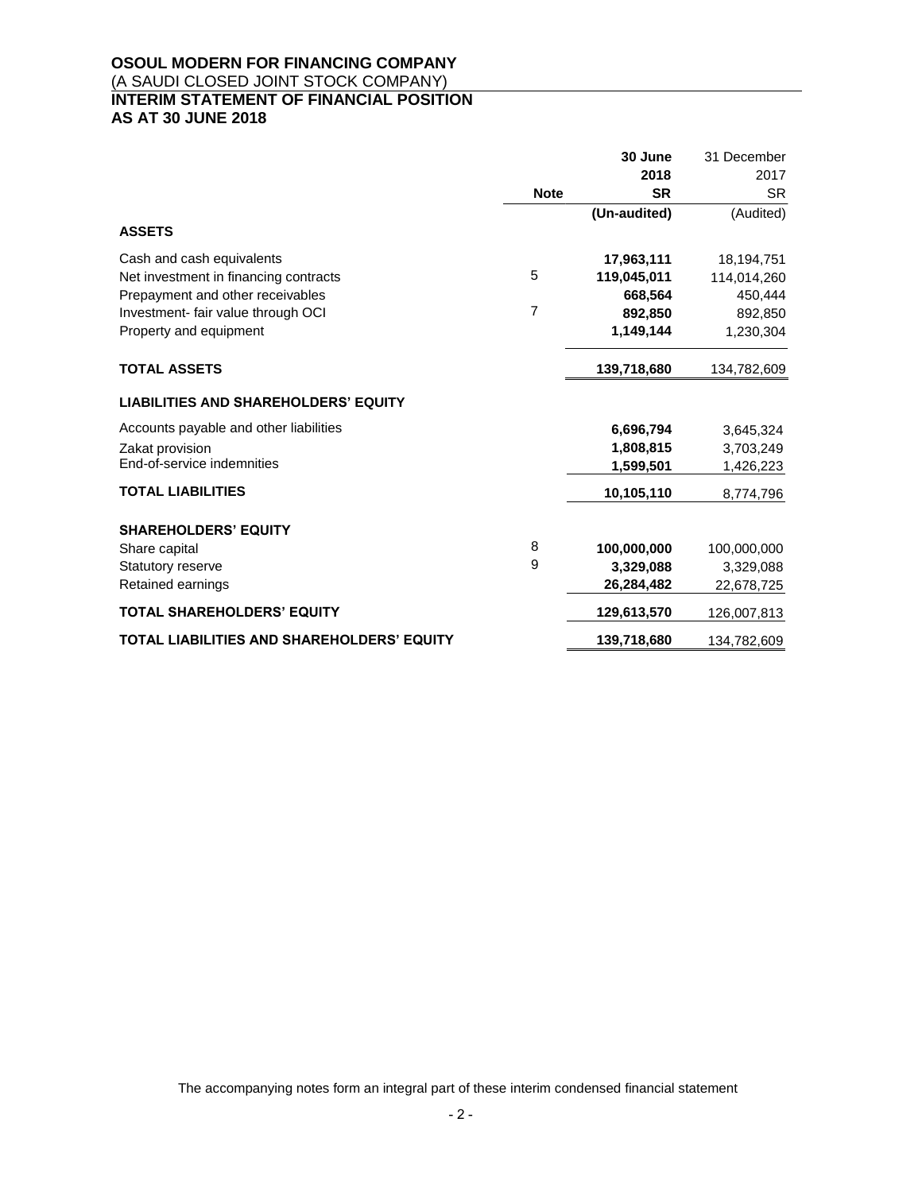**OSOUL MODERN FOR FINANCING COMPANY**
(A SAUDI CLOSED JOINT STOCK COMPANY)
**INTERIM STATEMENT OF FINANCIAL POSITION**
**AS AT 30 JUNE 2018**

| | Note | 30 June 2018 SR (Un-audited) | 31 December 2017 SR (Audited) |
|---|---|---|---|
| **ASSETS** | | | |
| Cash and cash equivalents | | **17,963,111** | 18,194,751 |
| Net investment in financing contracts | 5 | **119,045,011** | 114,014,260 |
| Prepayment and other receivables | | **668,564** | 450,444 |
| Investment- fair value through OCI | 7 | **892,850** | 892,850 |
| Property and equipment | | **1,149,144** | 1,230,304 |
| **TOTAL ASSETS** | | **139,718,680** | 134,782,609 |
| **LIABILITIES AND SHAREHOLDERS' EQUITY** | | | |
| Accounts payable and other liabilities | | **6,696,794** | 3,645,324 |
| Zakat provision | | **1,808,815** | 3,703,249 |
| End-of-service indemnities | | **1,599,501** | 1,426,223 |
| **TOTAL LIABILITIES** | | **10,105,110** | 8,774,796 |
| **SHAREHOLDERS' EQUITY** | | | |
| Share capital | 8 | **100,000,000** | 100,000,000 |
| Statutory reserve | 9 | **3,329,088** | 3,329,088 |
| Retained earnings | | **26,284,482** | 22,678,725 |
| **TOTAL SHAREHOLDERS' EQUITY** | | **129,613,570** | 126,007,813 |
| **TOTAL LIABILITIES AND SHAREHOLDERS' EQUITY** | | **139,718,680** | 134,782,609 |

The accompanying notes form an integral part of these interim condensed financial statement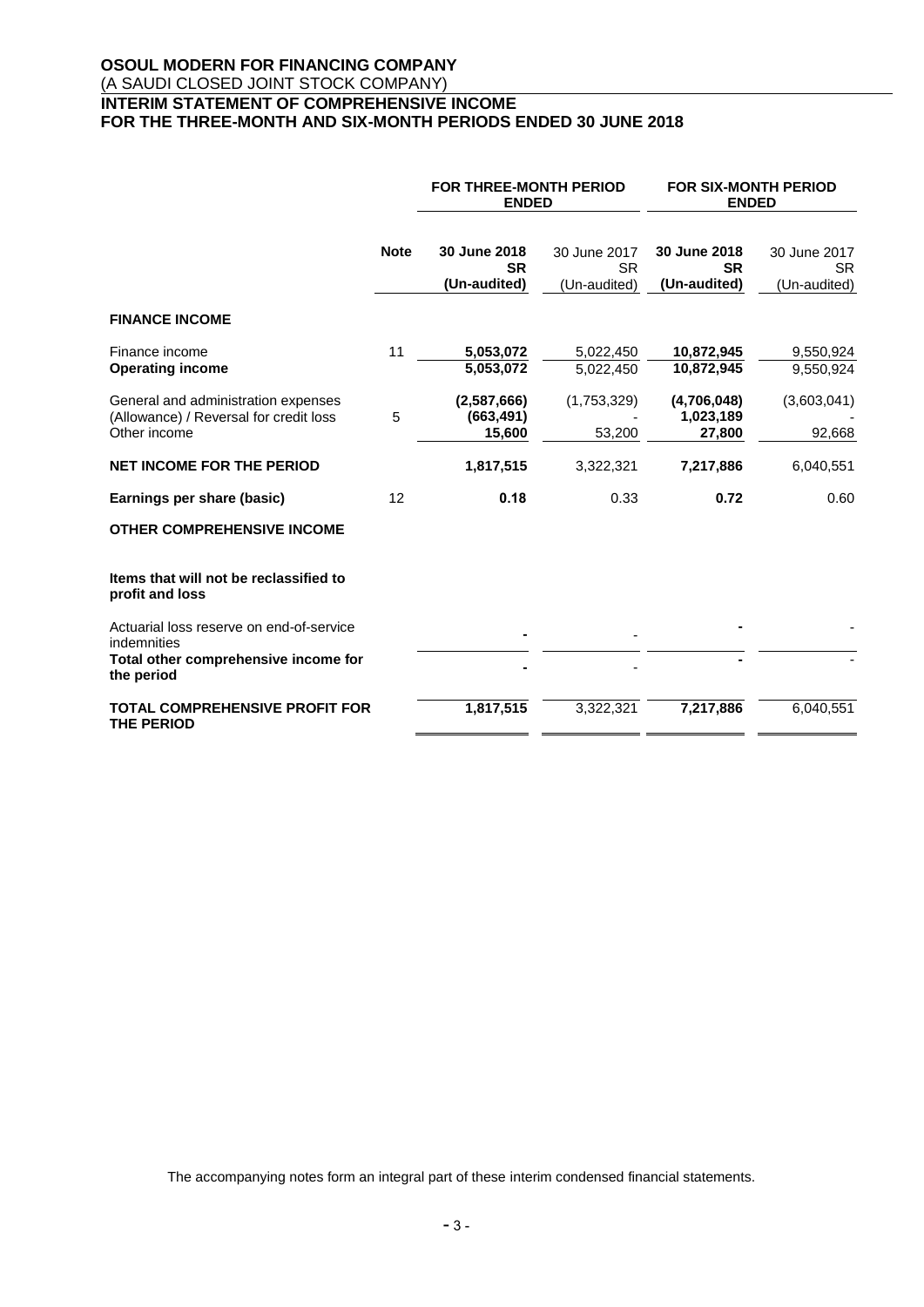**OSOUL MODERN FOR FINANCING COMPANY**
(A SAUDI CLOSED JOINT STOCK COMPANY)
**INTERIM STATEMENT OF COMPREHENSIVE INCOME**
**FOR THE THREE-MONTH AND SIX-MONTH PERIODS ENDED 30 JUNE 2018**

| | | FOR THREE-MONTH PERIOD ENDED | | FOR SIX-MONTH PERIOD ENDED | |
|---|---|---|---|---|---|
| | **Note** | **30 June 2018 SR (Un-audited)** | 30 June 2017 SR (Un-audited) | **30 June 2018 SR (Un-audited)** | 30 June 2017 SR (Un-audited) |
| **FINANCE INCOME** | | | | | |
| Finance income | 11 | **5,053,072** | 5,022,450 | **10,872,945** | 9,550,924 |
| **Operating income** | | **5,053,072** | 5,022,450 | **10,872,945** | 9,550,924 |
| General and administration expenses | | **(2,587,666)** | (1,753,329) | **(4,706,048)** | (3,603,041) |
| (Allowance) / Reversal for credit loss | 5 | **(663,491)** | - | **1,023,189** | - |
| Other income | | **15,600** | 53,200 | **27,800** | 92,668 |
| **NET INCOME FOR THE PERIOD** | | **1,817,515** | 3,322,321 | **7,217,886** | 6,040,551 |
| **Earnings per share (basic)** | 12 | **0.18** | 0.33 | **0.72** | 0.60 |
| **OTHER COMPREHENSIVE INCOME** | | | | | |
| **Items that will not be reclassified to profit and loss** | | | | | |
| Actuarial loss reserve on end-of-service indemnities | | **-** | - | **-** | - |
| **Total other comprehensive income for the period** | | **-** | - | **-** | - |
| **TOTAL COMPREHENSIVE PROFIT FOR THE PERIOD** | | **1,817,515** | 3,322,321 | **7,217,886** | 6,040,551 |

The accompanying notes form an integral part of these interim condensed financial statements.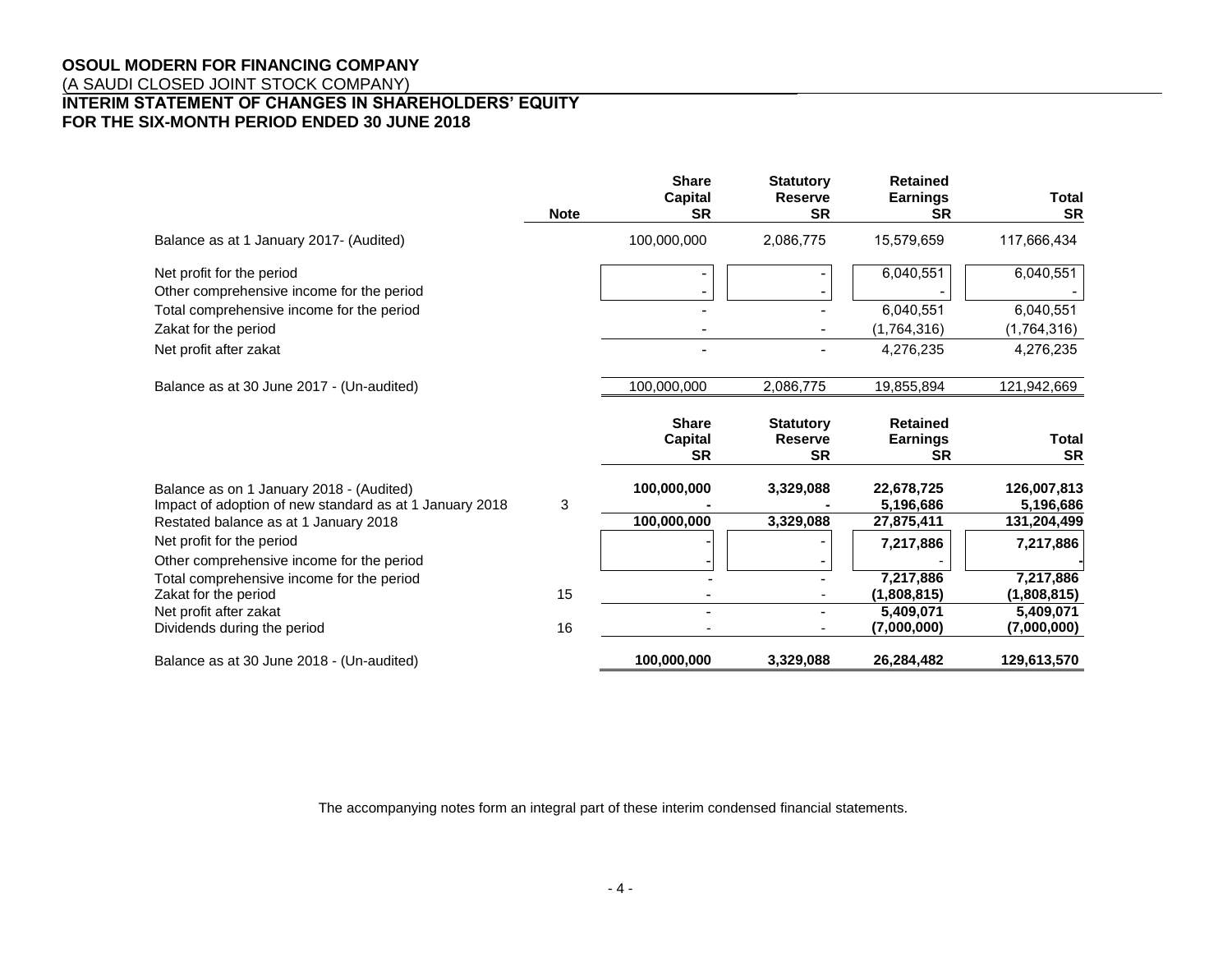**OSOUL MODERN FOR FINANCING COMPANY**
(A SAUDI CLOSED JOINT STOCK COMPANY)
**INTERIM STATEMENT OF CHANGES IN SHAREHOLDERS' EQUITY**
**FOR THE SIX-MONTH PERIOD ENDED 30 JUNE 2018**

| | Note | Share Capital SR | Statutory Reserve SR | Retained Earnings SR | Total SR |
|---|---|---|---|---|---|
| Balance as at 1 January 2017- (Audited) | | 100,000,000 | 2,086,775 | 15,579,659 | 117,666,434 |
| Net profit for the period | | - | - | 6,040,551 | 6,040,551 |
| Other comprehensive income for the period | | - | - | - | - |
| Total comprehensive income for the period | | - | - | 6,040,551 | 6,040,551 |
| Zakat for the period | | - | - | (1,764,316) | (1,764,316) |
| Net profit after zakat | | - | - | 4,276,235 | 4,276,235 |
| Balance as at 30 June 2017 - (Un-audited) | | 100,000,000 | 2,086,775 | 19,855,894 | 121,942,669 |

| | Note | Share Capital SR | Statutory Reserve SR | Retained Earnings SR | Total SR |
|---|---|---|---|---|---|
| Balance as on 1 January 2018 - (Audited) | | **100,000,000** | **3,329,088** | **22,678,725** | **126,007,813** |
| Impact of adoption of new standard as at 1 January 2018 | 3 | **-** | **-** | **5,196,686** | **5,196,686** |
| Restated balance as at 1 January 2018 | | **100,000,000** | **3,329,088** | **27,875,411** | **131,204,499** |
| Net profit for the period | | - | - | **7,217,886** | **7,217,886** |
| Other comprehensive income for the period | | - | - | - | **-** |
| Total comprehensive income for the period | | - | - | **7,217,886** | **7,217,886** |
| Zakat for the period | 15 | - | - | **(1,808,815)** | **(1,808,815)** |
| Net profit after zakat | | - | - | **5,409,071** | **5,409,071** |
| Dividends during the period | 16 | - | - | **(7,000,000)** | **(7,000,000)** |
| Balance as at 30 June 2018 - (Un-audited) | | **100,000,000** | **3,329,088** | **26,284,482** | **129,613,570** |

The accompanying notes form an integral part of these interim condensed financial statements.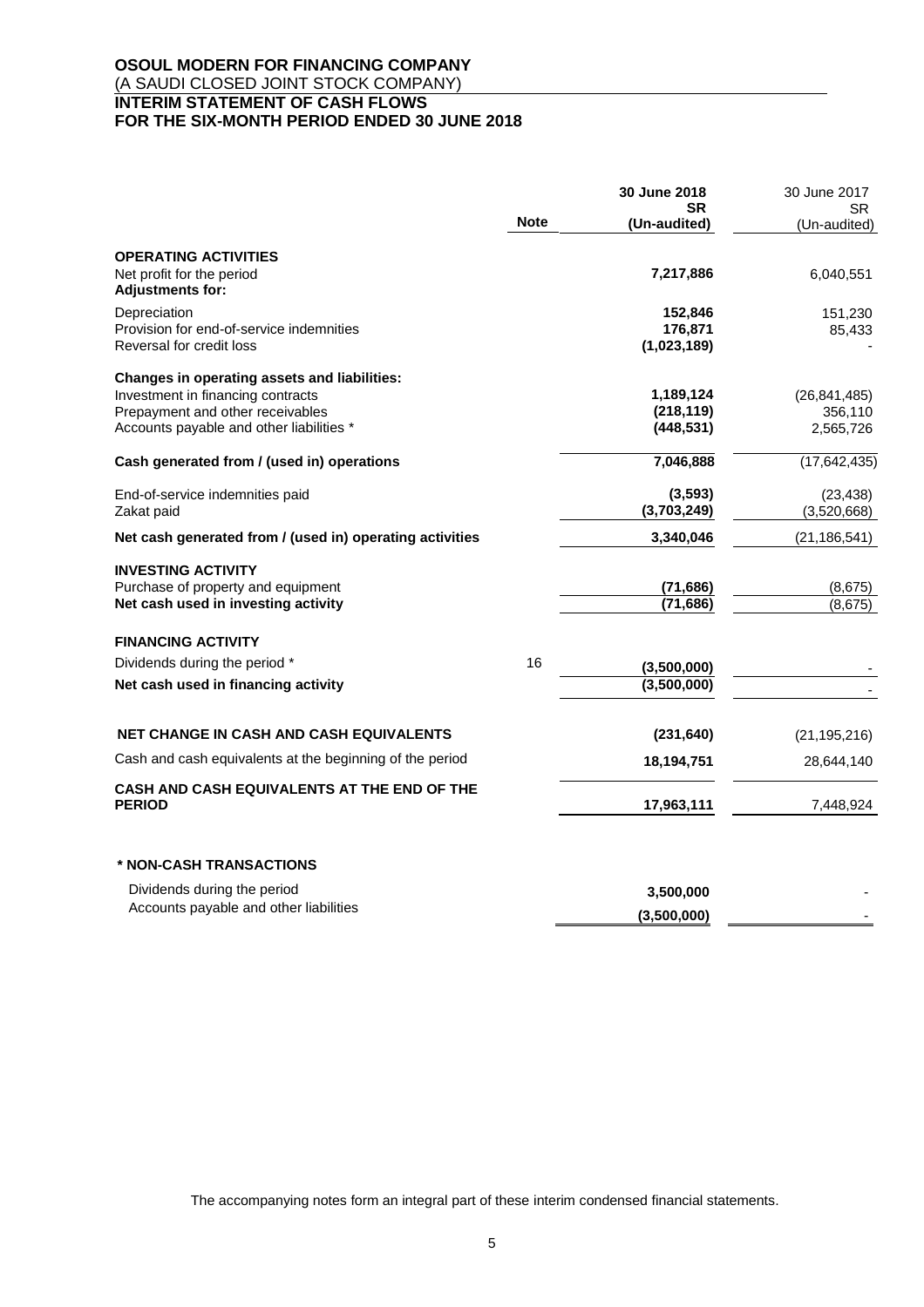**OSOUL MODERN FOR FINANCING COMPANY**
(A SAUDI CLOSED JOINT STOCK COMPANY)
**INTERIM STATEMENT OF CASH FLOWS**
**FOR THE SIX-MONTH PERIOD ENDED 30 JUNE 2018**

| | Note | 30 June 2018 SR (Un-audited) | 30 June 2017 SR (Un-audited) |
|---|---|---|---|
| **OPERATING ACTIVITIES** | | | |
| Net profit for the period | | **7,217,886** | 6,040,551 |
| **Adjustments for:** | | | |
| Depreciation | | **152,846** | 151,230 |
| Provision for end-of-service indemnities | | **176,871** | 85,433 |
| Reversal for credit loss | | **(1,023,189)** | - |
| **Changes in operating assets and liabilities:** | | | |
| Investment in financing contracts | | **1,189,124** | (26,841,485) |
| Prepayment and other receivables | | **(218,119)** | 356,110 |
| Accounts payable and other liabilities * | | **(448,531)** | 2,565,726 |
| **Cash generated from / (used in) operations** | | **7,046,888** | (17,642,435) |
| End-of-service indemnities paid | | **(3,593)** | (23,438) |
| Zakat paid | | **(3,703,249)** | (3,520,668) |
| **Net cash generated from / (used in) operating activities** | | **3,340,046** | (21,186,541) |
| **INVESTING ACTIVITY** | | | |
| Purchase of property and equipment | | **(71,686)** | (8,675) |
| **Net cash used in investing activity** | | **(71,686)** | (8,675) |
| **FINANCING ACTIVITY** | | | |
| Dividends during the period * | 16 | **(3,500,000)** | - |
| **Net cash used in financing activity** | | **(3,500,000)** | - |
| **NET CHANGE IN CASH AND CASH EQUIVALENTS** | | **(231,640)** | (21,195,216) |
| Cash and cash equivalents at the beginning of the period | | **18,194,751** | 28,644,140 |
| **CASH AND CASH EQUIVALENTS AT THE END OF THE PERIOD** | | **17,963,111** | 7,448,924 |
| **\* NON-CASH TRANSACTIONS** | | | |
| Dividends during the period | | **3,500,000** | - |
| Accounts payable and other liabilities | | **(3,500,000)** | - |

The accompanying notes form an integral part of these interim condensed financial statements.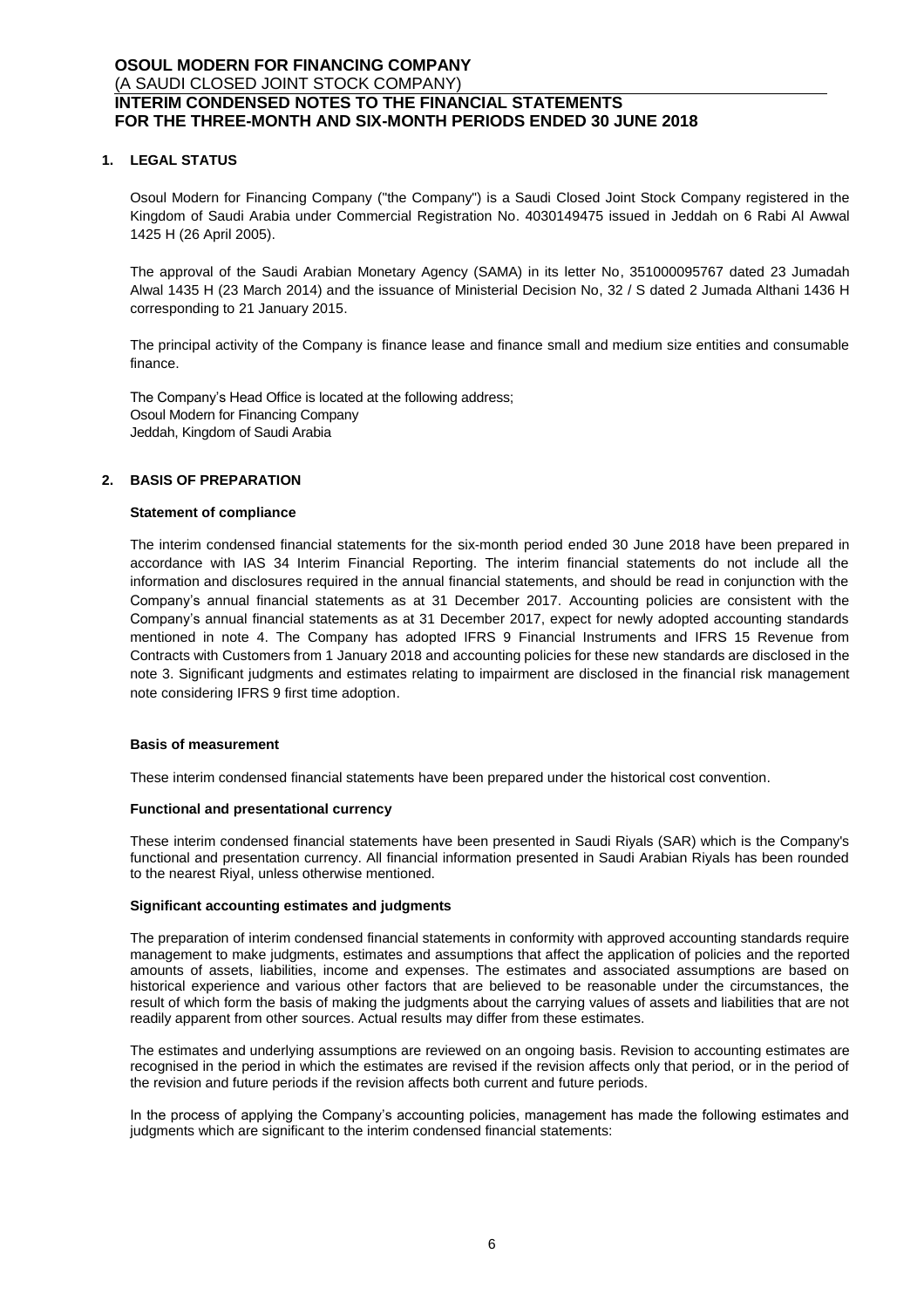## 1. LEGAL STATUS

Osoul Modern for Financing Company ("the Company") is a Saudi Closed Joint Stock Company registered in the Kingdom of Saudi Arabia under Commercial Registration No. 4030149475 issued in Jeddah on 6 Rabi Al Awwal 1425 H (26 April 2005).

The approval of the Saudi Arabian Monetary Agency (SAMA) in its letter No, 351000095767 dated 23 Jumadah Alwal 1435 H (23 March 2014) and the issuance of Ministerial Decision No, 32 / S dated 2 Jumada Althani 1436 H corresponding to 21 January 2015.

The principal activity of the Company is finance lease and finance small and medium size entities and consumable finance.

The Company's Head Office is located at the following address;
Osoul Modern for Financing Company
Jeddah, Kingdom of Saudi Arabia

## 2. BASIS OF PREPARATION

### Statement of compliance

The interim condensed financial statements for the six-month period ended 30 June 2018 have been prepared in accordance with IAS 34 Interim Financial Reporting. The interim financial statements do not include all the information and disclosures required in the annual financial statements, and should be read in conjunction with the Company's annual financial statements as at 31 December 2017. Accounting policies are consistent with the Company's annual financial statements as at 31 December 2017, expect for newly adopted accounting standards mentioned in note 4. The Company has adopted IFRS 9 Financial Instruments and IFRS 15 Revenue from Contracts with Customers from 1 January 2018 and accounting policies for these new standards are disclosed in the note 3. Significant judgments and estimates relating to impairment are disclosed in the financial risk management note considering IFRS 9 first time adoption.

### Basis of measurement

These interim condensed financial statements have been prepared under the historical cost convention.

### Functional and presentational currency

These interim condensed financial statements have been presented in Saudi Riyals (SAR) which is the Company's functional and presentation currency. All financial information presented in Saudi Arabian Riyals has been rounded to the nearest Riyal, unless otherwise mentioned.

### Significant accounting estimates and judgments

The preparation of interim condensed financial statements in conformity with approved accounting standards require management to make judgments, estimates and assumptions that affect the application of policies and the reported amounts of assets, liabilities, income and expenses. The estimates and associated assumptions are based on historical experience and various other factors that are believed to be reasonable under the circumstances, the result of which form the basis of making the judgments about the carrying values of assets and liabilities that are not readily apparent from other sources. Actual results may differ from these estimates.

The estimates and underlying assumptions are reviewed on an ongoing basis. Revision to accounting estimates are recognised in the period in which the estimates are revised if the revision affects only that period, or in the period of the revision and future periods if the revision affects both current and future periods.

In the process of applying the Company's accounting policies, management has made the following estimates and judgments which are significant to the interim condensed financial statements: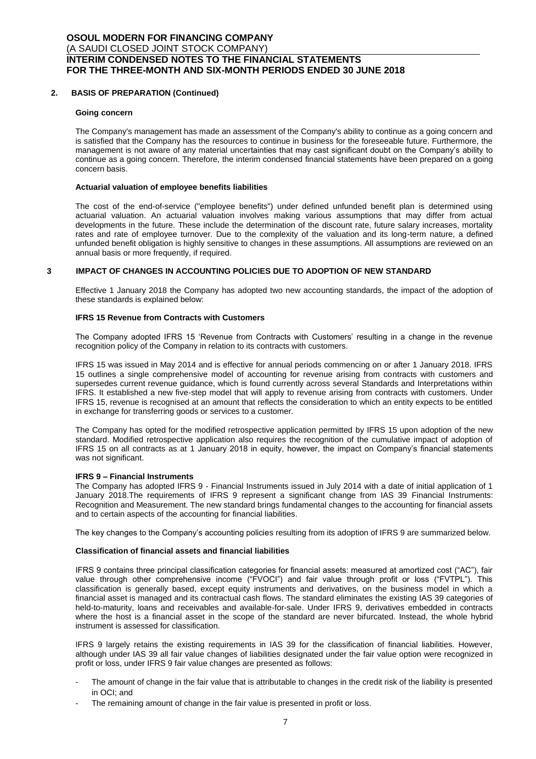## 2. BASIS OF PREPARATION (Continued)

### Going concern

The Company's management has made an assessment of the Company's ability to continue as a going concern and is satisfied that the Company has the resources to continue in business for the foreseeable future. Furthermore, the management is not aware of any material uncertainties that may cast significant doubt on the Company's ability to continue as a going concern. Therefore, the interim condensed financial statements have been prepared on a going concern basis.

### Actuarial valuation of employee benefits liabilities

The cost of the end-of-service ("employee benefits") under defined unfunded benefit plan is determined using actuarial valuation. An actuarial valuation involves making various assumptions that may differ from actual developments in the future. These include the determination of the discount rate, future salary increases, mortality rates and rate of employee turnover. Due to the complexity of the valuation and its long-term nature, a defined unfunded benefit obligation is highly sensitive to changes in these assumptions. All assumptions are reviewed on an annual basis or more frequently, if required.

## 3 IMPACT OF CHANGES IN ACCOUNTING POLICIES DUE TO ADOPTION OF NEW STANDARD

Effective 1 January 2018 the Company has adopted two new accounting standards, the impact of the adoption of these standards is explained below:

### IFRS 15 Revenue from Contracts with Customers

The Company adopted IFRS 15 'Revenue from Contracts with Customers' resulting in a change in the revenue recognition policy of the Company in relation to its contracts with customers.

IFRS 15 was issued in May 2014 and is effective for annual periods commencing on or after 1 January 2018. IFRS 15 outlines a single comprehensive model of accounting for revenue arising from contracts with customers and supersedes current revenue guidance, which is found currently across several Standards and Interpretations within IFRS. It established a new five-step model that will apply to revenue arising from contracts with customers. Under IFRS 15, revenue is recognised at an amount that reflects the consideration to which an entity expects to be entitled in exchange for transferring goods or services to a customer.

The Company has opted for the modified retrospective application permitted by IFRS 15 upon adoption of the new standard. Modified retrospective application also requires the recognition of the cumulative impact of adoption of IFRS 15 on all contracts as at 1 January 2018 in equity, however, the impact on Company's financial statements was not significant.

### IFRS 9 – Financial Instruments

The Company has adopted IFRS 9 - Financial Instruments issued in July 2014 with a date of initial application of 1 January 2018.The requirements of IFRS 9 represent a significant change from IAS 39 Financial Instruments: Recognition and Measurement. The new standard brings fundamental changes to the accounting for financial assets and to certain aspects of the accounting for financial liabilities.

The key changes to the Company's accounting policies resulting from its adoption of IFRS 9 are summarized below.

### Classification of financial assets and financial liabilities

IFRS 9 contains three principal classification categories for financial assets: measured at amortized cost ("AC"), fair value through other comprehensive income ("FVOCI") and fair value through profit or loss ("FVTPL"). This classification is generally based, except equity instruments and derivatives, on the business model in which a financial asset is managed and its contractual cash flows. The standard eliminates the existing IAS 39 categories of held-to-maturity, loans and receivables and available-for-sale. Under IFRS 9, derivatives embedded in contracts where the host is a financial asset in the scope of the standard are never bifurcated. Instead, the whole hybrid instrument is assessed for classification.

IFRS 9 largely retains the existing requirements in IAS 39 for the classification of financial liabilities. However, although under IAS 39 all fair value changes of liabilities designated under the fair value option were recognized in profit or loss, under IFRS 9 fair value changes are presented as follows:

- The amount of change in the fair value that is attributable to changes in the credit risk of the liability is presented in OCI; and
- The remaining amount of change in the fair value is presented in profit or loss.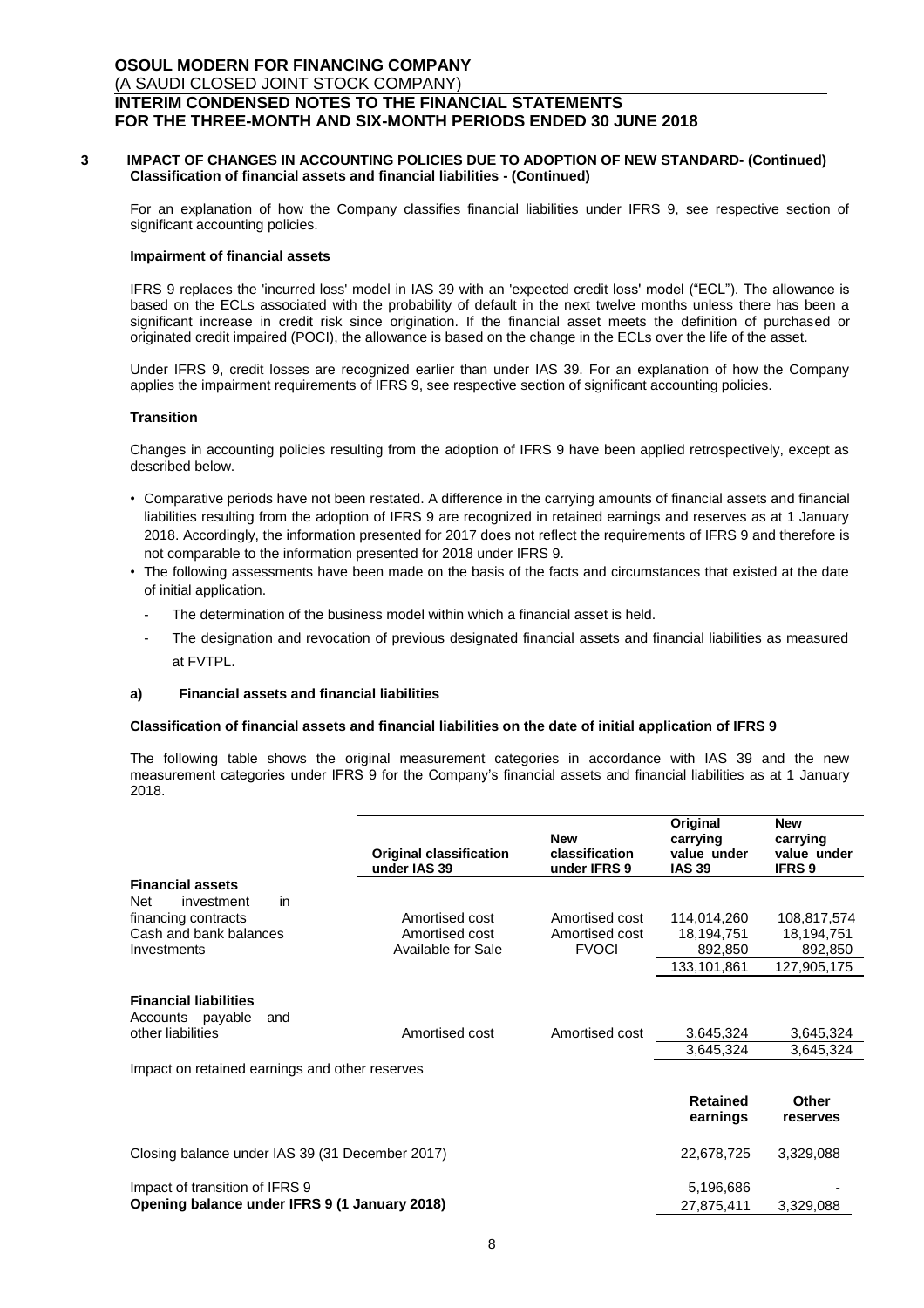### 3 IMPACT OF CHANGES IN ACCOUNTING POLICIES DUE TO ADOPTION OF NEW STANDARD- (Continued)

**Classification of financial assets and financial liabilities - (Continued)**

For an explanation of how the Company classifies financial liabilities under IFRS 9, see respective section of significant accounting policies.

**Impairment of financial assets**

IFRS 9 replaces the 'incurred loss' model in IAS 39 with an 'expected credit loss' model ("ECL"). The allowance is based on the ECLs associated with the probability of default in the next twelve months unless there has been a significant increase in credit risk since origination. If the financial asset meets the definition of purchased or originated credit impaired (POCI), the allowance is based on the change in the ECLs over the life of the asset.

Under IFRS 9, credit losses are recognized earlier than under IAS 39. For an explanation of how the Company applies the impairment requirements of IFRS 9, see respective section of significant accounting policies.

**Transition**

Changes in accounting policies resulting from the adoption of IFRS 9 have been applied retrospectively, except as described below.

- Comparative periods have not been restated. A difference in the carrying amounts of financial assets and financial liabilities resulting from the adoption of IFRS 9 are recognized in retained earnings and reserves as at 1 January 2018. Accordingly, the information presented for 2017 does not reflect the requirements of IFRS 9 and therefore is not comparable to the information presented for 2018 under IFRS 9.
- The following assessments have been made on the basis of the facts and circumstances that existed at the date of initial application.
  - The determination of the business model within which a financial asset is held.
  - The designation and revocation of previous designated financial assets and financial liabilities as measured at FVTPL.

**a) Financial assets and financial liabilities**

**Classification of financial assets and financial liabilities on the date of initial application of IFRS 9**

The following table shows the original measurement categories in accordance with IAS 39 and the new measurement categories under IFRS 9 for the Company's financial assets and financial liabilities as at 1 January 2018.

| | Original classification under IAS 39 | New classification under IFRS 9 | Original carrying value under IAS 39 | New carrying value under IFRS 9 |
|---|---|---|---|---|
| **Financial assets** | | | | |
| Net investment in financing contracts | Amortised cost | Amortised cost | 114,014,260 | 108,817,574 |
| Cash and bank balances | Amortised cost | Amortised cost | 18,194,751 | 18,194,751 |
| Investments | Available for Sale | FVOCI | 892,850 | 892,850 |
| | | | 133,101,861 | 127,905,175 |
| **Financial liabilities** | | | | |
| Accounts payable and other liabilities | Amortised cost | Amortised cost | 3,645,324 | 3,645,324 |
| | | | 3,645,324 | 3,645,324 |

Impact on retained earnings and other reserves

| | Retained earnings | Other reserves |
|---|---|---|
| Closing balance under IAS 39 (31 December 2017) | 22,678,725 | 3,329,088 |
| Impact of transition of IFRS 9 | 5,196,686 | - |
| **Opening balance under IFRS 9 (1 January 2018)** | 27,875,411 | 3,329,088 |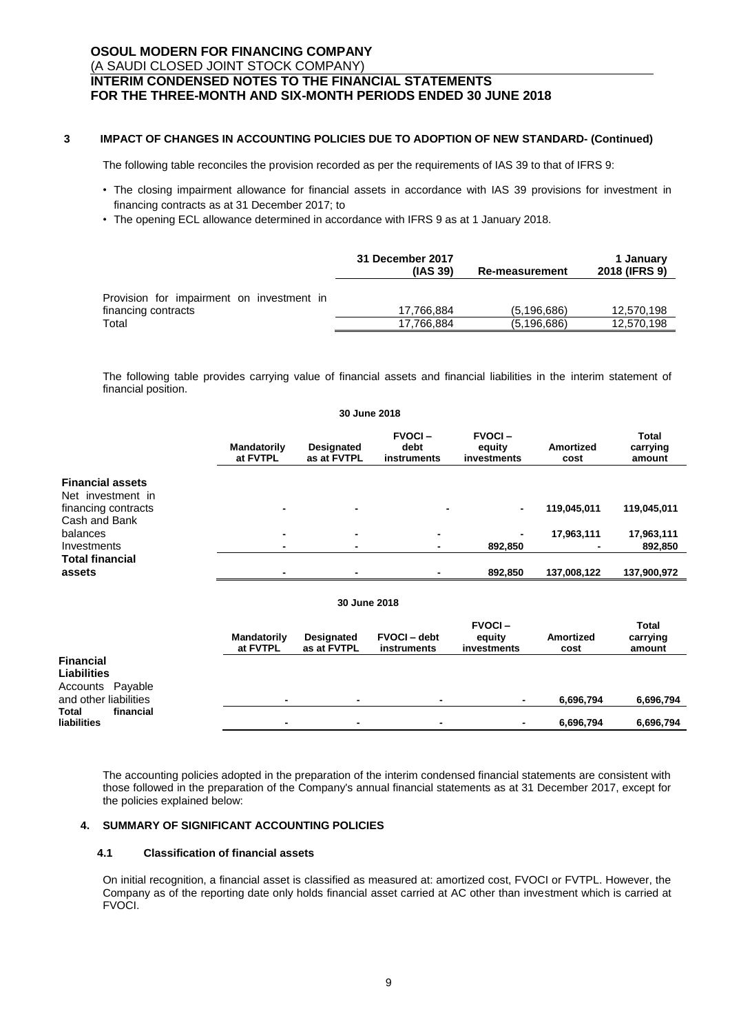## 3 IMPACT OF CHANGES IN ACCOUNTING POLICIES DUE TO ADOPTION OF NEW STANDARD- (Continued)

The following table reconciles the provision recorded as per the requirements of IAS 39 to that of IFRS 9:

- The closing impairment allowance for financial assets in accordance with IAS 39 provisions for investment in financing contracts as at 31 December 2017; to
- The opening ECL allowance determined in accordance with IFRS 9 as at 1 January 2018.

| | 31 December 2017 (IAS 39) | Re-measurement | 1 January 2018 (IFRS 9) |
|---|---|---|---|
| Provision for impairment on investment in financing contracts | 17,766,884 | (5,196,686) | 12,570,198 |
| Total | 17,766,884 | (5,196,686) | 12,570,198 |

The following table provides carrying value of financial assets and financial liabilities in the interim statement of financial position.

**30 June 2018**

| | Mandatorily at FVTPL | Designated as at FVTPL | FVOCI – debt instruments | FVOCI – equity investments | Amortized cost | Total carrying amount |
|---|---|---|---|---|---|---|
| **Financial assets** | | | | | | |
| Net investment in financing contracts | - | - | - | - | 119,045,011 | 119,045,011 |
| Cash and Bank balances | - | - | - | - | 17,963,111 | 17,963,111 |
| Investments | - | - | - | 892,850 | - | 892,850 |
| **Total financial assets** | - | - | - | 892,850 | 137,008,122 | 137,900,972 |

**30 June 2018**

| | Mandatorily at FVTPL | Designated as at FVTPL | FVOCI – debt instruments | FVOCI – equity investments | Amortized cost | Total carrying amount |
|---|---|---|---|---|---|---|
| **Financial Liabilities** | | | | | | |
| Accounts Payable and other liabilities | - | - | - | - | 6,696,794 | 6,696,794 |
| **Total financial liabilities** | - | - | - | - | 6,696,794 | 6,696,794 |

The accounting policies adopted in the preparation of the interim condensed financial statements are consistent with those followed in the preparation of the Company's annual financial statements as at 31 December 2017, except for the policies explained below:

## 4. SUMMARY OF SIGNIFICANT ACCOUNTING POLICIES

### 4.1 Classification of financial assets

On initial recognition, a financial asset is classified as measured at: amortized cost, FVOCI or FVTPL. However, the Company as of the reporting date only holds financial asset carried at AC other than investment which is carried at FVOCI.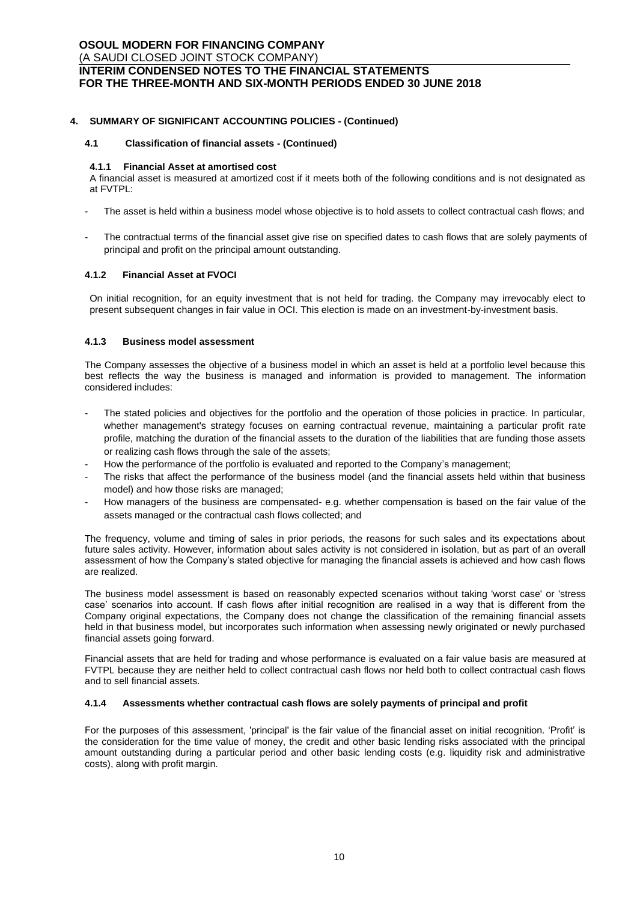## 4. SUMMARY OF SIGNIFICANT ACCOUNTING POLICIES - (Continued)

### 4.1 Classification of financial assets - (Continued)

#### 4.1.1 Financial Asset at amortised cost

A financial asset is measured at amortized cost if it meets both of the following conditions and is not designated as at FVTPL:

- The asset is held within a business model whose objective is to hold assets to collect contractual cash flows; and
- The contractual terms of the financial asset give rise on specified dates to cash flows that are solely payments of principal and profit on the principal amount outstanding.

#### 4.1.2 Financial Asset at FVOCI

On initial recognition, for an equity investment that is not held for trading. the Company may irrevocably elect to present subsequent changes in fair value in OCI. This election is made on an investment-by-investment basis.

#### 4.1.3 Business model assessment

The Company assesses the objective of a business model in which an asset is held at a portfolio level because this best reflects the way the business is managed and information is provided to management. The information considered includes:

- The stated policies and objectives for the portfolio and the operation of those policies in practice. In particular, whether management's strategy focuses on earning contractual revenue, maintaining a particular profit rate profile, matching the duration of the financial assets to the duration of the liabilities that are funding those assets or realizing cash flows through the sale of the assets;
- How the performance of the portfolio is evaluated and reported to the Company's management;
- The risks that affect the performance of the business model (and the financial assets held within that business model) and how those risks are managed;
- How managers of the business are compensated- e.g. whether compensation is based on the fair value of the assets managed or the contractual cash flows collected; and

The frequency, volume and timing of sales in prior periods, the reasons for such sales and its expectations about future sales activity. However, information about sales activity is not considered in isolation, but as part of an overall assessment of how the Company's stated objective for managing the financial assets is achieved and how cash flows are realized.

The business model assessment is based on reasonably expected scenarios without taking 'worst case' or 'stress case' scenarios into account. If cash flows after initial recognition are realised in a way that is different from the Company original expectations, the Company does not change the classification of the remaining financial assets held in that business model, but incorporates such information when assessing newly originated or newly purchased financial assets going forward.

Financial assets that are held for trading and whose performance is evaluated on a fair value basis are measured at FVTPL because they are neither held to collect contractual cash flows nor held both to collect contractual cash flows and to sell financial assets.

#### 4.1.4 Assessments whether contractual cash flows are solely payments of principal and profit

For the purposes of this assessment, 'principal' is the fair value of the financial asset on initial recognition. 'Profit' is the consideration for the time value of money, the credit and other basic lending risks associated with the principal amount outstanding during a particular period and other basic lending costs (e.g. liquidity risk and administrative costs), along with profit margin.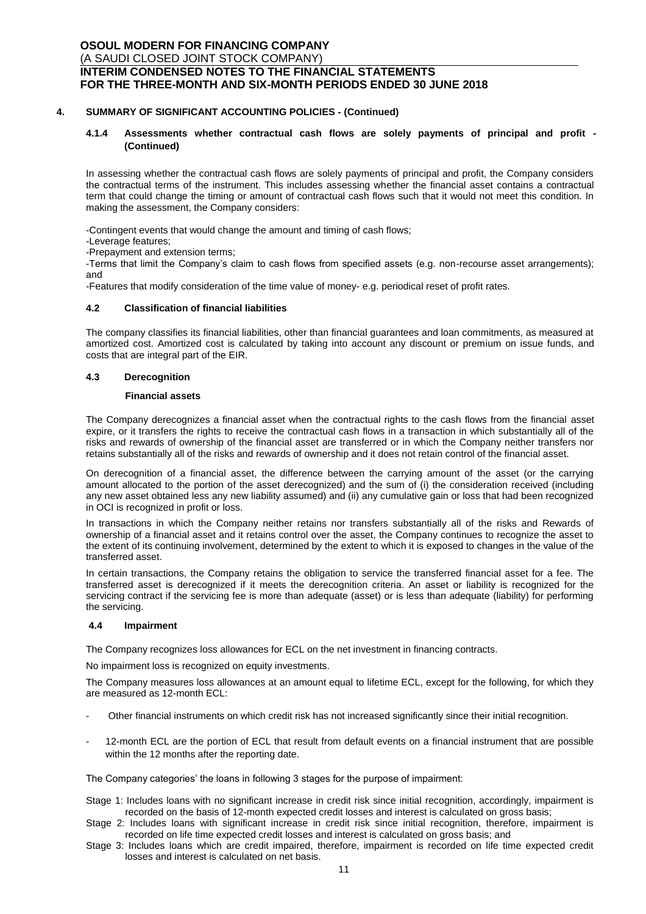## 4. SUMMARY OF SIGNIFICANT ACCOUNTING POLICIES - (Continued)

### 4.1.4 Assessments whether contractual cash flows are solely payments of principal and profit - (Continued)

In assessing whether the contractual cash flows are solely payments of principal and profit, the Company considers the contractual terms of the instrument. This includes assessing whether the financial asset contains a contractual term that could change the timing or amount of contractual cash flows such that it would not meet this condition. In making the assessment, the Company considers:

-Contingent events that would change the amount and timing of cash flows;

-Leverage features;

-Prepayment and extension terms;

-Terms that limit the Company's claim to cash flows from specified assets (e.g. non-recourse asset arrangements); and

-Features that modify consideration of the time value of money- e.g. periodical reset of profit rates.

### 4.2 Classification of financial liabilities

The company classifies its financial liabilities, other than financial guarantees and loan commitments, as measured at amortized cost. Amortized cost is calculated by taking into account any discount or premium on issue funds, and costs that are integral part of the EIR.

### 4.3 Derecognition

**Financial assets**

The Company derecognizes a financial asset when the contractual rights to the cash flows from the financial asset expire, or it transfers the rights to receive the contractual cash flows in a transaction in which substantially all of the risks and rewards of ownership of the financial asset are transferred or in which the Company neither transfers nor retains substantially all of the risks and rewards of ownership and it does not retain control of the financial asset.

On derecognition of a financial asset, the difference between the carrying amount of the asset (or the carrying amount allocated to the portion of the asset derecognized) and the sum of (i) the consideration received (including any new asset obtained less any new liability assumed) and (ii) any cumulative gain or loss that had been recognized in OCI is recognized in profit or loss.

In transactions in which the Company neither retains nor transfers substantially all of the risks and Rewards of ownership of a financial asset and it retains control over the asset, the Company continues to recognize the asset to the extent of its continuing involvement, determined by the extent to which it is exposed to changes in the value of the transferred asset.

In certain transactions, the Company retains the obligation to service the transferred financial asset for a fee. The transferred asset is derecognized if it meets the derecognition criteria. An asset or liability is recognized for the servicing contract if the servicing fee is more than adequate (asset) or is less than adequate (liability) for performing the servicing.

### 4.4 Impairment

The Company recognizes loss allowances for ECL on the net investment in financing contracts.

No impairment loss is recognized on equity investments.

The Company measures loss allowances at an amount equal to lifetime ECL, except for the following, for which they are measured as 12-month ECL:

- Other financial instruments on which credit risk has not increased significantly since their initial recognition.
- 12-month ECL are the portion of ECL that result from default events on a financial instrument that are possible within the 12 months after the reporting date.

The Company categories' the loans in following 3 stages for the purpose of impairment:

Stage 1: Includes loans with no significant increase in credit risk since initial recognition, accordingly, impairment is recorded on the basis of 12-month expected credit losses and interest is calculated on gross basis;

Stage 2: Includes loans with significant increase in credit risk since initial recognition, therefore, impairment is recorded on life time expected credit losses and interest is calculated on gross basis; and

Stage 3: Includes loans which are credit impaired, therefore, impairment is recorded on life time expected credit losses and interest is calculated on net basis.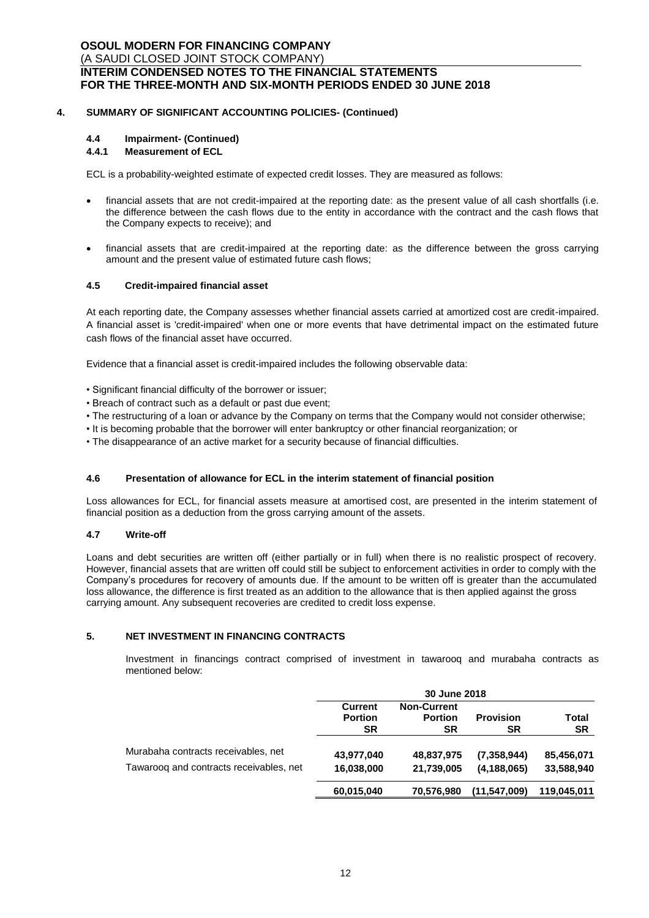## 4. SUMMARY OF SIGNIFICANT ACCOUNTING POLICIES- (Continued)

### 4.4 Impairment- (Continued)

#### 4.4.1 Measurement of ECL

ECL is a probability-weighted estimate of expected credit losses. They are measured as follows:

- financial assets that are not credit-impaired at the reporting date: as the present value of all cash shortfalls (i.e. the difference between the cash flows due to the entity in accordance with the contract and the cash flows that the Company expects to receive); and
- financial assets that are credit-impaired at the reporting date: as the difference between the gross carrying amount and the present value of estimated future cash flows;

### 4.5 Credit-impaired financial asset

At each reporting date, the Company assesses whether financial assets carried at amortized cost are credit-impaired. A financial asset is 'credit-impaired' when one or more events that have detrimental impact on the estimated future cash flows of the financial asset have occurred.

Evidence that a financial asset is credit-impaired includes the following observable data:

- Significant financial difficulty of the borrower or issuer;
- Breach of contract such as a default or past due event;
- The restructuring of a loan or advance by the Company on terms that the Company would not consider otherwise;
- It is becoming probable that the borrower will enter bankruptcy or other financial reorganization; or
- The disappearance of an active market for a security because of financial difficulties.

### 4.6 Presentation of allowance for ECL in the interim statement of financial position

Loss allowances for ECL, for financial assets measure at amortised cost, are presented in the interim statement of financial position as a deduction from the gross carrying amount of the assets.

### 4.7 Write-off

Loans and debt securities are written off (either partially or in full) when there is no realistic prospect of recovery. However, financial assets that are written off could still be subject to enforcement activities in order to comply with the Company's procedures for recovery of amounts due. If the amount to be written off is greater than the accumulated loss allowance, the difference is first treated as an addition to the allowance that is then applied against the gross carrying amount. Any subsequent recoveries are credited to credit loss expense.

## 5. NET INVESTMENT IN FINANCING CONTRACTS

Investment in financings contract comprised of investment in tawarooq and murabaha contracts as mentioned below:

| | 30 June 2018 | | | |
|---|---|---|---|---|
| | **Current Portion SR** | **Non-Current Portion SR** | **Provision SR** | **Total SR** |
| Murabaha contracts receivables, net | 43,977,040 | 48,837,975 | (7,358,944) | 85,456,071 |
| Tawarooq and contracts receivables, net | 16,038,000 | 21,739,005 | (4,188,065) | 33,588,940 |
| | **60,015,040** | **70,576,980** | **(11,547,009)** | **119,045,011** |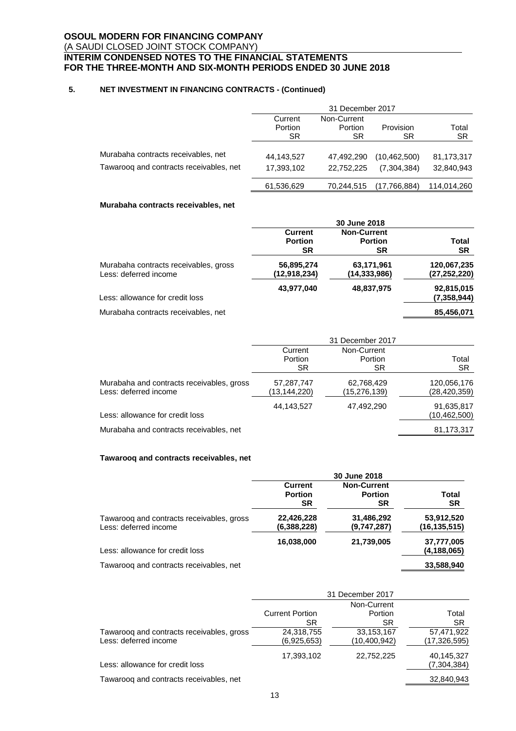## 5. NET INVESTMENT IN FINANCING CONTRACTS - (Continued)

| | 31 December 2017 | | | |
|---|---|---|---|---|
| | Current Portion SR | Non-Current Portion SR | Provision SR | Total SR |
| Murabaha contracts receivables, net | 44,143,527 | 47,492,290 | (10,462,500) | 81,173,317 |
| Tawarooq and contracts receivables, net | 17,393,102 | 22,752,225 | (7,304,384) | 32,840,943 |
| | 61,536,629 | 70,244,515 | (17,766,884) | 114,014,260 |

**Murabaha contracts receivables, net**

| | **30 June 2018** | | |
|---|---|---|---|
| | **Current Portion SR** | **Non-Current Portion SR** | **Total SR** |
| Murabaha contracts receivables, gross | **56,895,274** | **63,171,961** | **120,067,235** |
| Less: deferred income | **(12,918,234)** | **(14,333,986)** | **(27,252,220)** |
| | **43,977,040** | **48,837,975** | **92,815,015** |
| Less: allowance for credit loss | | | **(7,358,944)** |
| Murabaha contracts receivables, net | | | **85,456,071** |

| | 31 December 2017 | | |
|---|---|---|---|
| | Current Portion SR | Non-Current Portion SR | Total SR |
| Murabaha and contracts receivables, gross | 57,287,747 | 62,768,429 | 120,056,176 |
| Less: deferred income | (13,144,220) | (15,276,139) | (28,420,359) |
| | 44,143,527 | 47,492,290 | 91,635,817 |
| Less: allowance for credit loss | | | (10,462,500) |
| Murabaha and contracts receivables, net | | | 81,173,317 |

**Tawarooq and contracts receivables, net**

| | **30 June 2018** | | |
|---|---|---|---|
| | **Current Portion SR** | **Non-Current Portion SR** | **Total SR** |
| Tawarooq and contracts receivables, gross | **22,426,228** | **31,486,292** | **53,912,520** |
| Less: deferred income | **(6,388,228)** | **(9,747,287)** | **(16,135,515)** |
| | **16,038,000** | **21,739,005** | **37,777,005** |
| Less: allowance for credit loss | | | **(4,188,065)** |
| Tawarooq and contracts receivables, net | | | **33,588,940** |

| | 31 December 2017 | | |
|---|---|---|---|
| | Current Portion SR | Non-Current Portion SR | Total SR |
| Tawarooq and contracts receivables, gross | 24,318,755 | 33,153,167 | 57,471,922 |
| Less: deferred income | (6,925,653) | (10,400,942) | (17,326,595) |
| | 17,393,102 | 22,752,225 | 40,145,327 |
| Less: allowance for credit loss | | | (7,304,384) |
| Tawarooq and contracts receivables, net | | | 32,840,943 |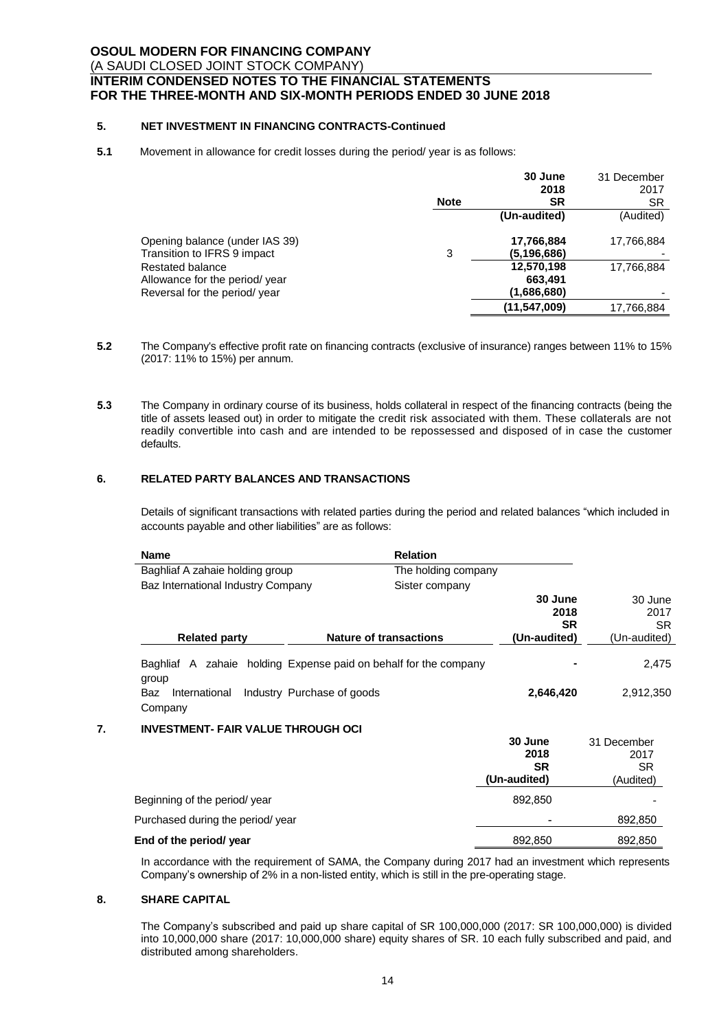## 5. NET INVESTMENT IN FINANCING CONTRACTS-Continued

**5.1** Movement in allowance for credit losses during the period/ year is as follows:

| | Note | **30 June 2018 SR (Un-audited)** | 31 December 2017 SR (Audited) |
|---|---|---|---|
| Opening balance (under IAS 39) | | **17,766,884** | 17,766,884 |
| Transition to IFRS 9 impact | 3 | **(5,196,686)** | - |
| Restated balance | | **12,570,198** | 17,766,884 |
| Allowance for the period/ year | | **663,491** | |
| Reversal for the period/ year | | **(1,686,680)** | - |
| | | **(11,547,009)** | 17,766,884 |

**5.2** The Company's effective profit rate on financing contracts (exclusive of insurance) ranges between 11% to 15% (2017: 11% to 15%) per annum.

**5.3** The Company in ordinary course of its business, holds collateral in respect of the financing contracts (being the title of assets leased out) in order to mitigate the credit risk associated with them. These collaterals are not readily convertible into cash and are intended to be repossessed and disposed of in case the customer defaults.

## 6. RELATED PARTY BALANCES AND TRANSACTIONS

Details of significant transactions with related parties during the period and related balances "which included in accounts payable and other liabilities" are as follows:

| Name | Relation |
|---|---|
| Baghliaf A zahaie holding group | The holding company |
| Baz International Industry Company | Sister company |

| Related party | Nature of transactions | **30 June 2018 SR (Un-audited)** | 30 June 2017 SR (Un-audited) |
|---|---|---|---|
| Baghliaf A zahaie holding group | Expense paid on behalf for the company | **-** | 2,475 |
| Baz International Industry Company | Purchase of goods | **2,646,420** | 2,912,350 |

## 7. INVESTMENT- FAIR VALUE THROUGH OCI

| | **30 June 2018 SR (Un-audited)** | 31 December 2017 SR (Audited) |
|---|---|---|
| Beginning of the period/ year | 892,850 | - |
| Purchased during the period/ year | - | 892,850 |
| **End of the period/ year** | 892,850 | 892,850 |

In accordance with the requirement of SAMA, the Company during 2017 had an investment which represents Company's ownership of 2% in a non-listed entity, which is still in the pre-operating stage.

## 8. SHARE CAPITAL

The Company's subscribed and paid up share capital of SR 100,000,000 (2017: SR 100,000,000) is divided into 10,000,000 share (2017: 10,000,000 share) equity shares of SR. 10 each fully subscribed and paid, and distributed among shareholders.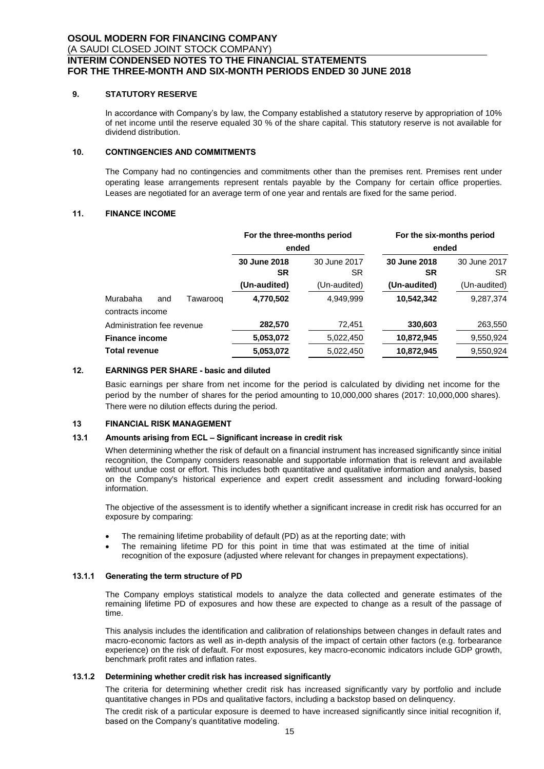**OSOUL MODERN FOR FINANCING COMPANY**
(A SAUDI CLOSED JOINT STOCK COMPANY)
**INTERIM CONDENSED NOTES TO THE FINANCIAL STATEMENTS**
**FOR THE THREE-MONTH AND SIX-MONTH PERIODS ENDED 30 JUNE 2018**

## 9. STATUTORY RESERVE

In accordance with Company's by law, the Company established a statutory reserve by appropriation of 10% of net income until the reserve equaled 30 % of the share capital. This statutory reserve is not available for dividend distribution.

## 10. CONTINGENCIES AND COMMITMENTS

The Company had no contingencies and commitments other than the premises rent. Premises rent under operating lease arrangements represent rentals payable by the Company for certain office properties. Leases are negotiated for an average term of one year and rentals are fixed for the same period.

## 11. FINANCE INCOME

| | For the three-months period ended | | For the six-months period ended | |
|---|---|---|---|---|
| | **30 June 2018** | 30 June 2017 | **30 June 2018** | 30 June 2017 |
| | **SR** | SR | **SR** | SR |
| | **(Un-audited)** | (Un-audited) | **(Un-audited)** | (Un-audited) |
| Murabaha and Tawarooq contracts income | **4,770,502** | 4,949,999 | **10,542,342** | 9,287,374 |
| Administration fee revenue | **282,570** | 72,451 | **330,603** | 263,550 |
| **Finance income** | **5,053,072** | 5,022,450 | **10,872,945** | 9,550,924 |
| **Total revenue** | **5,053,072** | 5,022,450 | **10,872,945** | 9,550,924 |

## 12. EARNINGS PER SHARE - basic and diluted

Basic earnings per share from net income for the period is calculated by dividing net income for the period by the number of shares for the period amounting to 10,000,000 shares (2017: 10,000,000 shares). There were no dilution effects during the period.

## 13 FINANCIAL RISK MANAGEMENT

### 13.1 Amounts arising from ECL – Significant increase in credit risk

When determining whether the risk of default on a financial instrument has increased significantly since initial recognition, the Company considers reasonable and supportable information that is relevant and available without undue cost or effort. This includes both quantitative and qualitative information and analysis, based on the Company's historical experience and expert credit assessment and including forward-looking information.

The objective of the assessment is to identify whether a significant increase in credit risk has occurred for an exposure by comparing:

- The remaining lifetime probability of default (PD) as at the reporting date; with
- The remaining lifetime PD for this point in time that was estimated at the time of initial recognition of the exposure (adjusted where relevant for changes in prepayment expectations).

#### 13.1.1 Generating the term structure of PD

The Company employs statistical models to analyze the data collected and generate estimates of the remaining lifetime PD of exposures and how these are expected to change as a result of the passage of time.

This analysis includes the identification and calibration of relationships between changes in default rates and macro-economic factors as well as in-depth analysis of the impact of certain other factors (e.g. forbearance experience) on the risk of default. For most exposures, key macro-economic indicators include GDP growth, benchmark profit rates and inflation rates.

#### 13.1.2 Determining whether credit risk has increased significantly

The criteria for determining whether credit risk has increased significantly vary by portfolio and include quantitative changes in PDs and qualitative factors, including a backstop based on delinquency.

The credit risk of a particular exposure is deemed to have increased significantly since initial recognition if, based on the Company's quantitative modeling.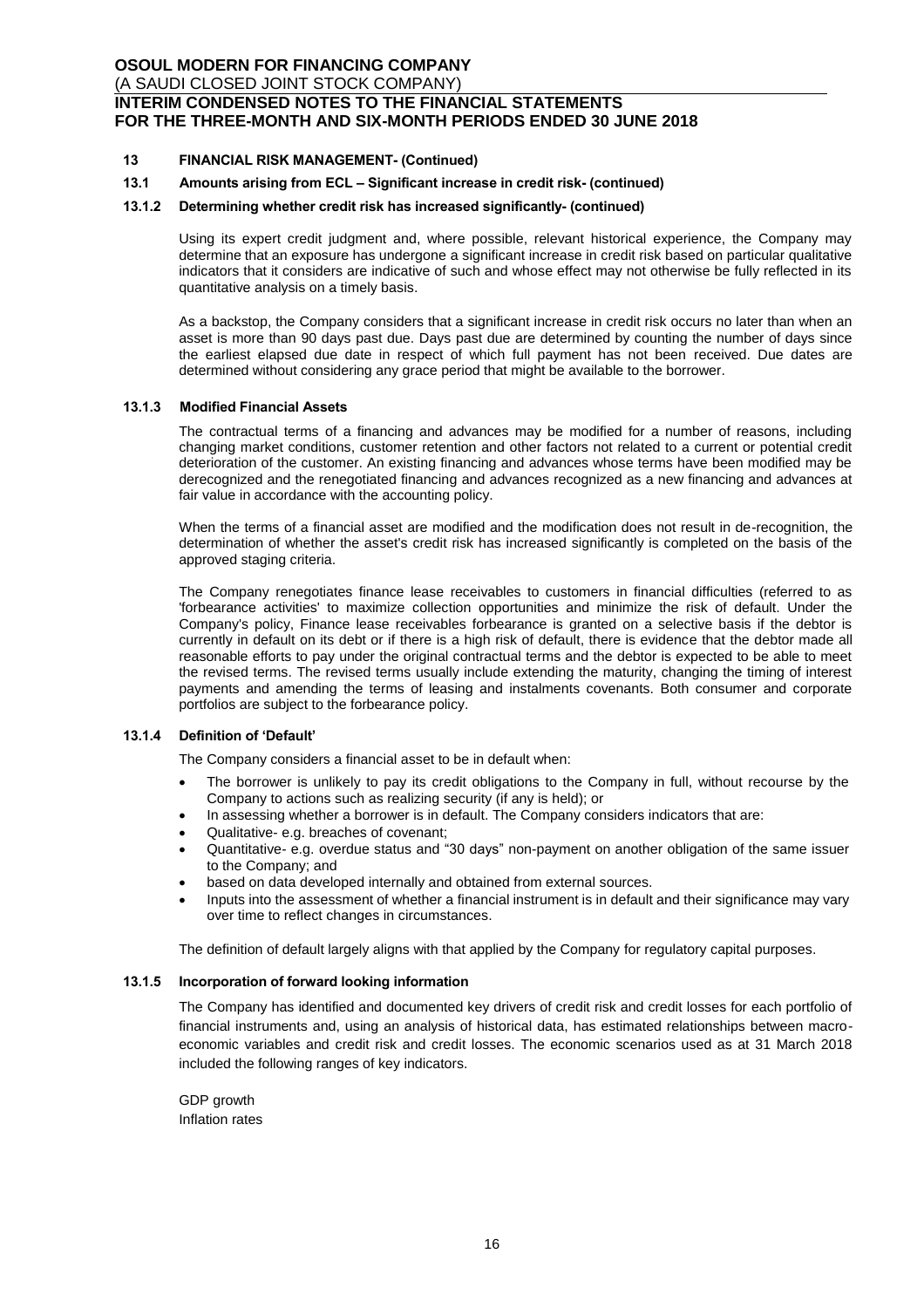### 13 FINANCIAL RISK MANAGEMENT- (Continued)

#### 13.1 Amounts arising from ECL – Significant increase in credit risk- (continued)

#### 13.1.2 Determining whether credit risk has increased significantly- (continued)

Using its expert credit judgment and, where possible, relevant historical experience, the Company may determine that an exposure has undergone a significant increase in credit risk based on particular qualitative indicators that it considers are indicative of such and whose effect may not otherwise be fully reflected in its quantitative analysis on a timely basis.

As a backstop, the Company considers that a significant increase in credit risk occurs no later than when an asset is more than 90 days past due. Days past due are determined by counting the number of days since the earliest elapsed due date in respect of which full payment has not been received. Due dates are determined without considering any grace period that might be available to the borrower.

#### 13.1.3 Modified Financial Assets

The contractual terms of a financing and advances may be modified for a number of reasons, including changing market conditions, customer retention and other factors not related to a current or potential credit deterioration of the customer. An existing financing and advances whose terms have been modified may be derecognized and the renegotiated financing and advances recognized as a new financing and advances at fair value in accordance with the accounting policy.

When the terms of a financial asset are modified and the modification does not result in de-recognition, the determination of whether the asset's credit risk has increased significantly is completed on the basis of the approved staging criteria.

The Company renegotiates finance lease receivables to customers in financial difficulties (referred to as 'forbearance activities' to maximize collection opportunities and minimize the risk of default. Under the Company's policy, Finance lease receivables forbearance is granted on a selective basis if the debtor is currently in default on its debt or if there is a high risk of default, there is evidence that the debtor made all reasonable efforts to pay under the original contractual terms and the debtor is expected to be able to meet the revised terms. The revised terms usually include extending the maturity, changing the timing of interest payments and amending the terms of leasing and instalments covenants. Both consumer and corporate portfolios are subject to the forbearance policy.

#### 13.1.4 Definition of 'Default'

The Company considers a financial asset to be in default when:

- The borrower is unlikely to pay its credit obligations to the Company in full, without recourse by the Company to actions such as realizing security (if any is held); or
- In assessing whether a borrower is in default. The Company considers indicators that are:
- Qualitative- e.g. breaches of covenant;
- Quantitative- e.g. overdue status and "30 days" non-payment on another obligation of the same issuer to the Company; and
- based on data developed internally and obtained from external sources.
- Inputs into the assessment of whether a financial instrument is in default and their significance may vary over time to reflect changes in circumstances.

The definition of default largely aligns with that applied by the Company for regulatory capital purposes.

#### 13.1.5 Incorporation of forward looking information

The Company has identified and documented key drivers of credit risk and credit losses for each portfolio of financial instruments and, using an analysis of historical data, has estimated relationships between macro-economic variables and credit risk and credit losses. The economic scenarios used as at 31 March 2018 included the following ranges of key indicators.

GDP growth
Inflation rates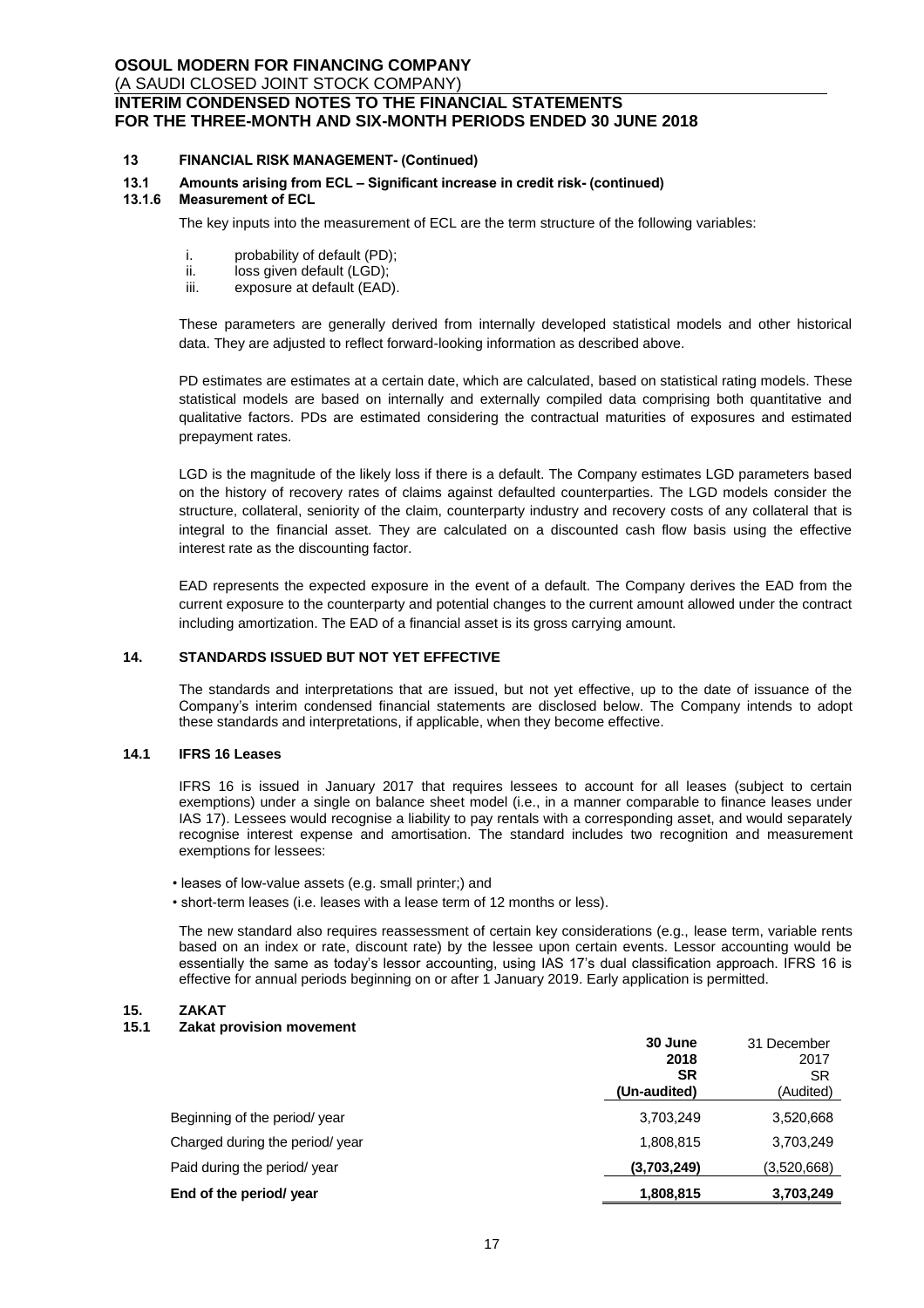### 13 FINANCIAL RISK MANAGEMENT- (Continued)

### 13.1 Amounts arising from ECL – Significant increase in credit risk- (continued)

#### 13.1.6 Measurement of ECL

The key inputs into the measurement of ECL are the term structure of the following variables:

i. probability of default (PD);
ii. loss given default (LGD);
iii. exposure at default (EAD).

These parameters are generally derived from internally developed statistical models and other historical data. They are adjusted to reflect forward-looking information as described above.

PD estimates are estimates at a certain date, which are calculated, based on statistical rating models. These statistical models are based on internally and externally compiled data comprising both quantitative and qualitative factors. PDs are estimated considering the contractual maturities of exposures and estimated prepayment rates.

LGD is the magnitude of the likely loss if there is a default. The Company estimates LGD parameters based on the history of recovery rates of claims against defaulted counterparties. The LGD models consider the structure, collateral, seniority of the claim, counterparty industry and recovery costs of any collateral that is integral to the financial asset. They are calculated on a discounted cash flow basis using the effective interest rate as the discounting factor.

EAD represents the expected exposure in the event of a default. The Company derives the EAD from the current exposure to the counterparty and potential changes to the current amount allowed under the contract including amortization. The EAD of a financial asset is its gross carrying amount.

### 14. STANDARDS ISSUED BUT NOT YET EFFECTIVE

The standards and interpretations that are issued, but not yet effective, up to the date of issuance of the Company's interim condensed financial statements are disclosed below. The Company intends to adopt these standards and interpretations, if applicable, when they become effective.

### 14.1 IFRS 16 Leases

IFRS 16 is issued in January 2017 that requires lessees to account for all leases (subject to certain exemptions) under a single on balance sheet model (i.e., in a manner comparable to finance leases under IAS 17). Lessees would recognise a liability to pay rentals with a corresponding asset, and would separately recognise interest expense and amortisation. The standard includes two recognition and measurement exemptions for lessees:

- leases of low-value assets (e.g. small printer;) and
- short-term leases (i.e. leases with a lease term of 12 months or less).

The new standard also requires reassessment of certain key considerations (e.g., lease term, variable rents based on an index or rate, discount rate) by the lessee upon certain events. Lessor accounting would be essentially the same as today's lessor accounting, using IAS 17's dual classification approach. IFRS 16 is effective for annual periods beginning on or after 1 January 2019. Early application is permitted.

### 15. ZAKAT

### 15.1 Zakat provision movement

| | **30 June 2018 SR (Un-audited)** | 31 December 2017 SR (Audited) |
|---|---|---|
| Beginning of the period/ year | 3,703,249 | 3,520,668 |
| Charged during the period/ year | 1,808,815 | 3,703,249 |
| Paid during the period/ year | **(3,703,249)** | (3,520,668) |
| **End of the period/ year** | **1,808,815** | **3,703,249** |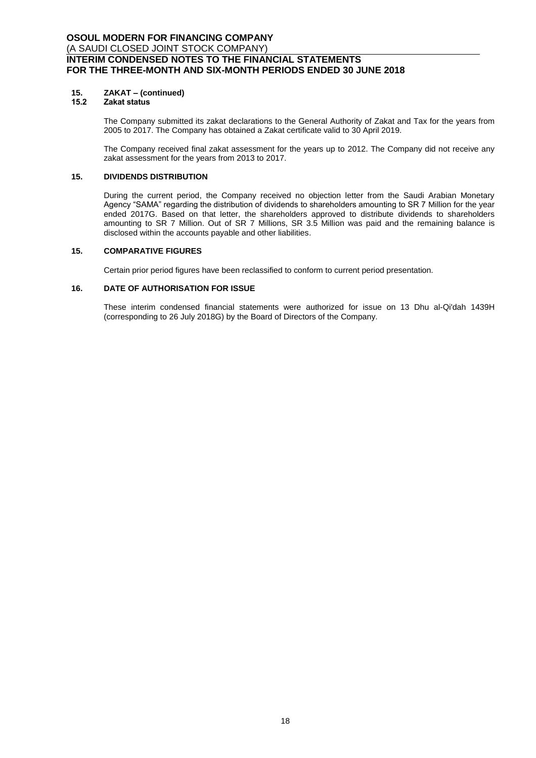## 15. ZAKAT – (continued)

### 15.2 Zakat status

The Company submitted its zakat declarations to the General Authority of Zakat and Tax for the years from 2005 to 2017. The Company has obtained a Zakat certificate valid to 30 April 2019.

The Company received final zakat assessment for the years up to 2012. The Company did not receive any zakat assessment for the years from 2013 to 2017.

## 15. DIVIDENDS DISTRIBUTION

During the current period, the Company received no objection letter from the Saudi Arabian Monetary Agency "SAMA" regarding the distribution of dividends to shareholders amounting to SR 7 Million for the year ended 2017G. Based on that letter, the shareholders approved to distribute dividends to shareholders amounting to SR 7 Million. Out of SR 7 Millions, SR 3.5 Million was paid and the remaining balance is disclosed within the accounts payable and other liabilities.

## 15. COMPARATIVE FIGURES

Certain prior period figures have been reclassified to conform to current period presentation.

## 16. DATE OF AUTHORISATION FOR ISSUE

These interim condensed financial statements were authorized for issue on 13 Dhu al-Qi'dah 1439H (corresponding to 26 July 2018G) by the Board of Directors of the Company.